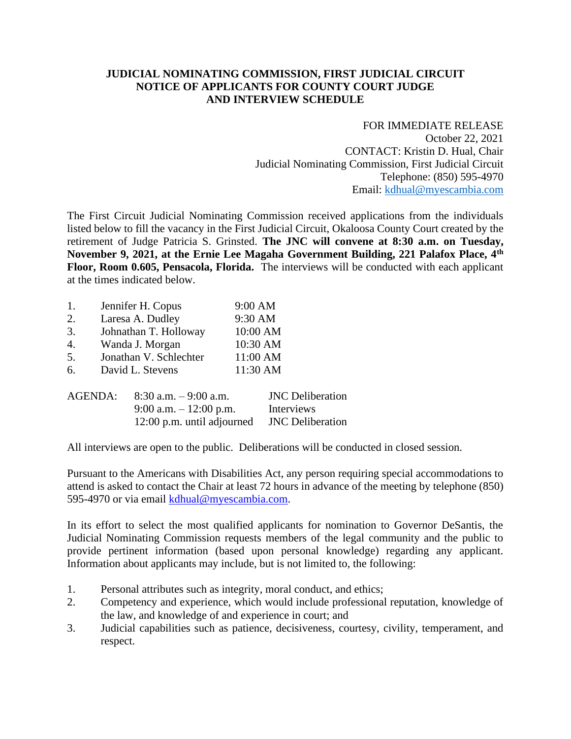**JUDICIAL NOMINATING COMMISSION, FIRST JUDICIAL CIRCUIT**
**NOTICE OF APPLICANTS FOR COUNTY COURT JUDGE**
**AND INTERVIEW SCHEDULE**

FOR IMMEDIATE RELEASE
October 22, 2021
CONTACT: Kristin D. Hual, Chair
Judicial Nominating Commission, First Judicial Circuit
Telephone: (850) 595-4970
Email: kdhual@myescambia.com

The First Circuit Judicial Nominating Commission received applications from the individuals listed below to fill the vacancy in the First Judicial Circuit, Okaloosa County Court created by the retirement of Judge Patricia S. Grinsted. **The JNC will convene at 8:30 a.m. on Tuesday, November 9, 2021, at the Ernie Lee Magaha Government Building, 221 Palafox Place, 4th Floor, Room 0.605, Pensacola, Florida.** The interviews will be conducted with each applicant at the times indicated below.

1. Jennifer H. Copus 9:00 AM
2. Laresa A. Dudley 9:30 AM
3. Johnathan T. Holloway 10:00 AM
4. Wanda J. Morgan 10:30 AM
5. Jonathan V. Schlechter 11:00 AM
6. David L. Stevens 11:30 AM

| AGENDA: | | |
|---|---|---|
| | 8:30 a.m. – 9:00 a.m. | JNC Deliberation |
| | 9:00 a.m. – 12:00 p.m. | Interviews |
| | 12:00 p.m. until adjourned | JNC Deliberation |

All interviews are open to the public. Deliberations will be conducted in closed session.

Pursuant to the Americans with Disabilities Act, any person requiring special accommodations to attend is asked to contact the Chair at least 72 hours in advance of the meeting by telephone (850) 595-4970 or via email kdhual@myescambia.com.

In its effort to select the most qualified applicants for nomination to Governor DeSantis, the Judicial Nominating Commission requests members of the legal community and the public to provide pertinent information (based upon personal knowledge) regarding any applicant. Information about applicants may include, but is not limited to, the following:

1. Personal attributes such as integrity, moral conduct, and ethics;
2. Competency and experience, which would include professional reputation, knowledge of the law, and knowledge of and experience in court; and
3. Judicial capabilities such as patience, decisiveness, courtesy, civility, temperament, and respect.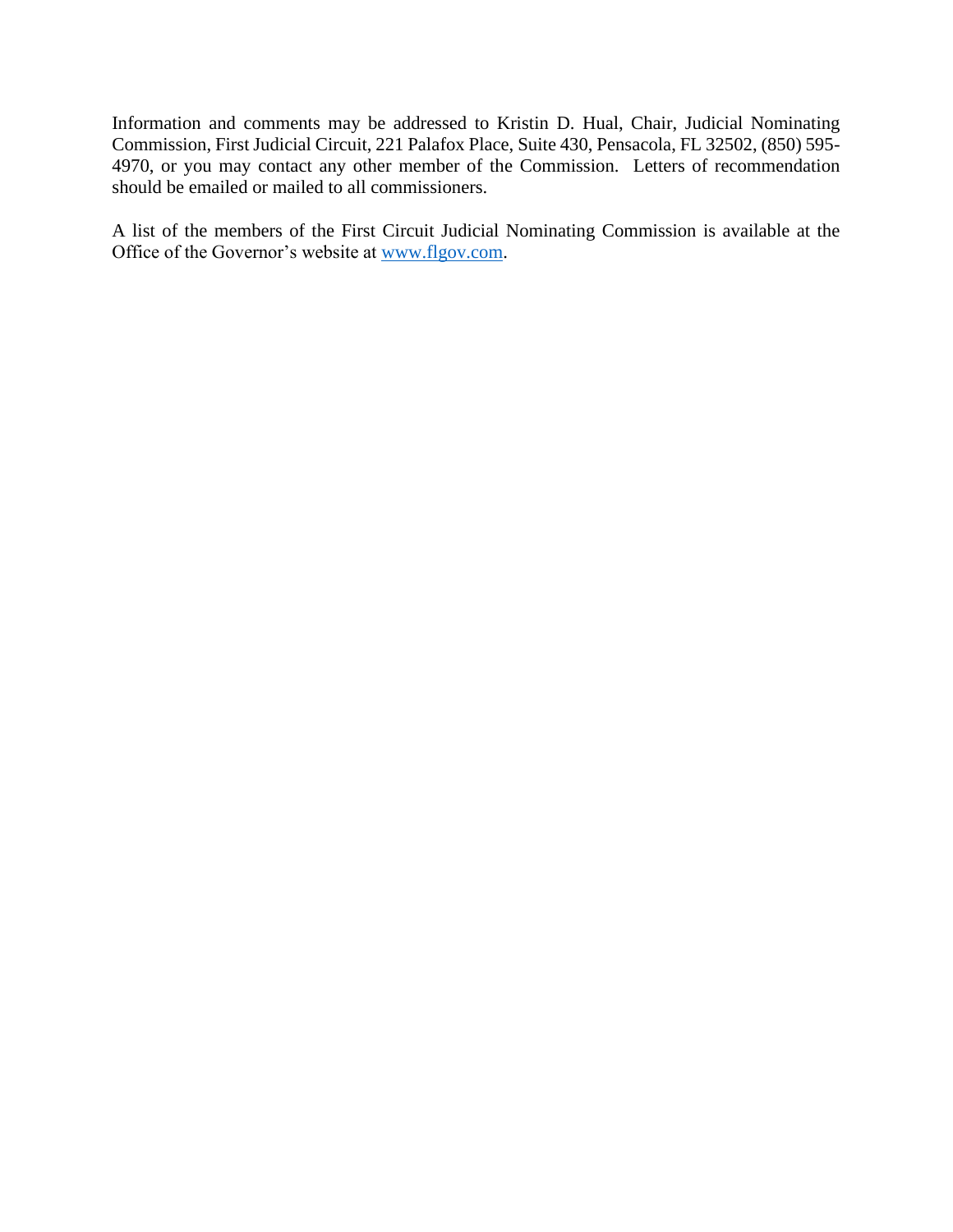Information and comments may be addressed to Kristin D. Hual, Chair, Judicial Nominating Commission, First Judicial Circuit, 221 Palafox Place, Suite 430, Pensacola, FL 32502, (850) 595-4970, or you may contact any other member of the Commission. Letters of recommendation should be emailed or mailed to all commissioners.

A list of the members of the First Circuit Judicial Nominating Commission is available at the Office of the Governor's website at [www.flgov.com](http://www.flgov.com).